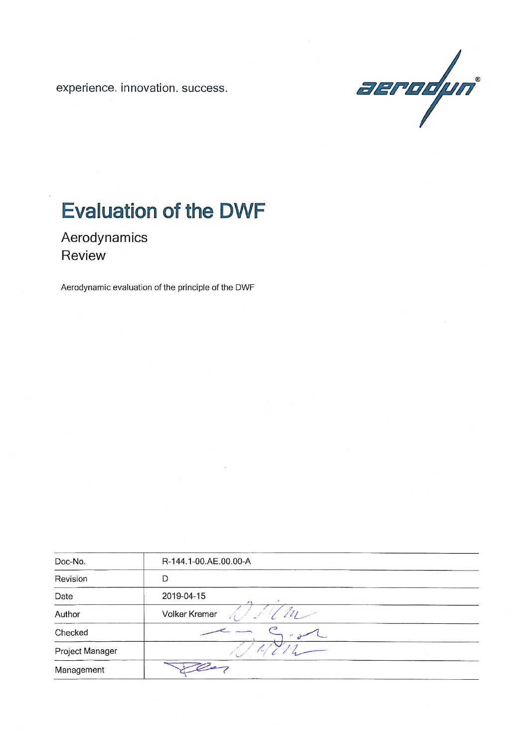experience. innovation. success.

aerodyn®

# Evaluation of the DWF

## Aerodynamics
## Review

Aerodynamic evaluation of the principle of the DWF

| Doc-No. | R-144.1-00.AE.00.00-A |
|---|---|
| Revision | D |
| Date | 2019-04-15 |
| Author | Volker Kremer |
| Checked | |
| Project Manager | |
| Management | |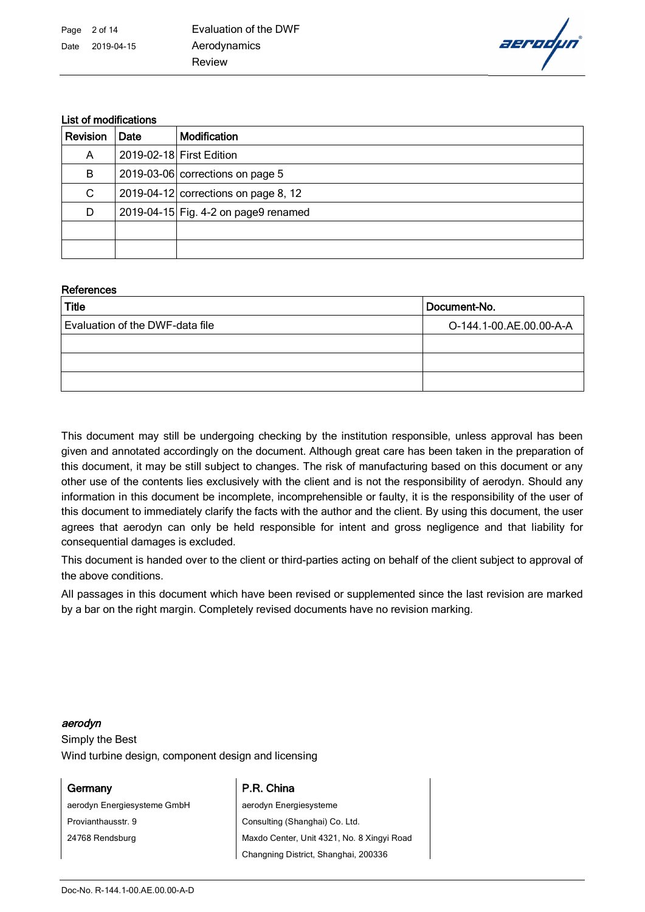**List of modifications**

| Revision | Date | Modification |
|---|---|---|
| A | 2019-02-18 | First Edition |
| B | 2019-03-06 | corrections on page 5 |
| C | 2019-04-12 | corrections on page 8, 12 |
| D | 2019-04-15 | Fig. 4-2 on page9 renamed |
| | | |
| | | |

**References**

| Title | Document-No. |
|---|---|
| Evaluation of the DWF-data file | O-144.1-00.AE.00.00-A-A |
| | |
| | |
| | |

This document may still be undergoing checking by the institution responsible, unless approval has been given and annotated accordingly on the document. Although great care has been taken in the preparation of this document, it may be still subject to changes. The risk of manufacturing based on this document or any other use of the contents lies exclusively with the client and is not the responsibility of aerodyn. Should any information in this document be incomplete, incomprehensible or faulty, it is the responsibility of the user of this document to immediately clarify the facts with the author and the client. By using this document, the user agrees that aerodyn can only be held responsible for intent and gross negligence and that liability for consequential damages is excluded.

This document is handed over to the client or third-parties acting on behalf of the client subject to approval of the above conditions.

All passages in this document which have been revised or supplemented since the last revision are marked by a bar on the right margin. Completely revised documents have no revision marking.

*aerodyn*
Simply the Best
Wind turbine design, component design and licensing

| **Germany** | **P.R. China** |
|---|---|
| aerodyn Energiesysteme GmbH | aerodyn Energiesysteme |
| Provianthausstr. 9 | Consulting (Shanghai) Co. Ltd. |
| 24768 Rendsburg | Maxdo Center, Unit 4321, No. 8 Xingyi Road |
| | Changning District, Shanghai, 200336 |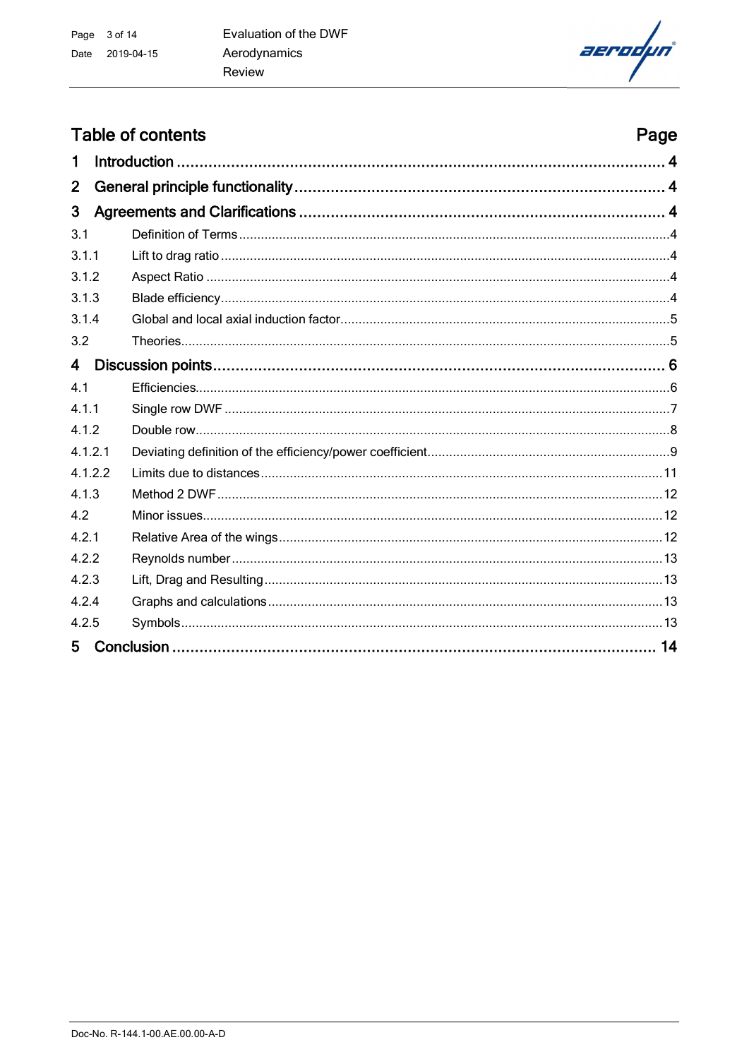## Table of contents

| | | Page |
|---|---|---|
| **1** | **Introduction** | **4** |
| **2** | **General principle functionality** | **4** |
| **3** | **Agreements and Clarifications** | **4** |
| 3.1 | Definition of Terms | 4 |
| 3.1.1 | Lift to drag ratio | 4 |
| 3.1.2 | Aspect Ratio | 4 |
| 3.1.3 | Blade efficiency | 4 |
| 3.1.4 | Global and local axial induction factor | 5 |
| 3.2 | Theories | 5 |
| **4** | **Discussion points** | **6** |
| 4.1 | Efficiencies | 6 |
| 4.1.1 | Single row DWF | 7 |
| 4.1.2 | Double row | 8 |
| 4.1.2.1 | Deviating definition of the efficiency/power coefficient | 9 |
| 4.1.2.2 | Limits due to distances | 11 |
| 4.1.3 | Method 2 DWF | 12 |
| 4.2 | Minor issues | 12 |
| 4.2.1 | Relative Area of the wings | 12 |
| 4.2.2 | Reynolds number | 13 |
| 4.2.3 | Lift, Drag and Resulting | 13 |
| 4.2.4 | Graphs and calculations | 13 |
| 4.2.5 | Symbols | 13 |
| **5** | **Conclusion** | **14** |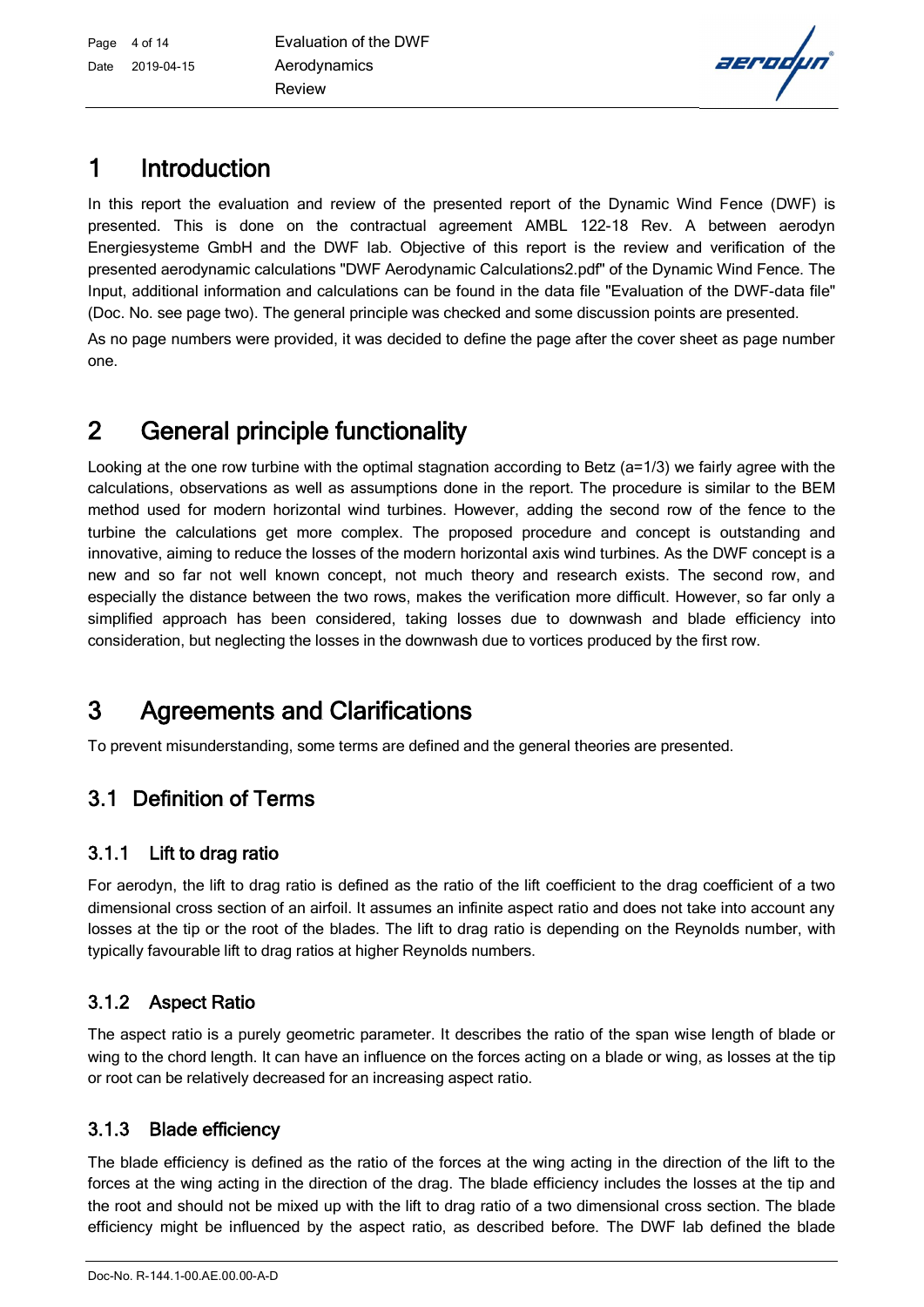# 1 Introduction

In this report the evaluation and review of the presented report of the Dynamic Wind Fence (DWF) is presented. This is done on the contractual agreement AMBL 122-18 Rev. A between aerodyn Energiesysteme GmbH and the DWF lab. Objective of this report is the review and verification of the presented aerodynamic calculations "DWF Aerodynamic Calculations2.pdf" of the Dynamic Wind Fence. The Input, additional information and calculations can be found in the data file "Evaluation of the DWF-data file" (Doc. No. see page two). The general principle was checked and some discussion points are presented.

As no page numbers were provided, it was decided to define the page after the cover sheet as page number one.

# 2 General principle functionality

Looking at the one row turbine with the optimal stagnation according to Betz (a=1/3) we fairly agree with the calculations, observations as well as assumptions done in the report. The procedure is similar to the BEM method used for modern horizontal wind turbines. However, adding the second row of the fence to the turbine the calculations get more complex. The proposed procedure and concept is outstanding and innovative, aiming to reduce the losses of the modern horizontal axis wind turbines. As the DWF concept is a new and so far not well known concept, not much theory and research exists. The second row, and especially the distance between the two rows, makes the verification more difficult. However, so far only a simplified approach has been considered, taking losses due to downwash and blade efficiency into consideration, but neglecting the losses in the downwash due to vortices produced by the first row.

# 3 Agreements and Clarifications

To prevent misunderstanding, some terms are defined and the general theories are presented.

## 3.1 Definition of Terms

### 3.1.1 Lift to drag ratio

For aerodyn, the lift to drag ratio is defined as the ratio of the lift coefficient to the drag coefficient of a two dimensional cross section of an airfoil. It assumes an infinite aspect ratio and does not take into account any losses at the tip or the root of the blades. The lift to drag ratio is depending on the Reynolds number, with typically favourable lift to drag ratios at higher Reynolds numbers.

### 3.1.2 Aspect Ratio

The aspect ratio is a purely geometric parameter. It describes the ratio of the span wise length of blade or wing to the chord length. It can have an influence on the forces acting on a blade or wing, as losses at the tip or root can be relatively decreased for an increasing aspect ratio.

### 3.1.3 Blade efficiency

The blade efficiency is defined as the ratio of the forces at the wing acting in the direction of the lift to the forces at the wing acting in the direction of the drag. The blade efficiency includes the losses at the tip and the root and should not be mixed up with the lift to drag ratio of a two dimensional cross section. The blade efficiency might be influenced by the aspect ratio, as described before. The DWF lab defined the blade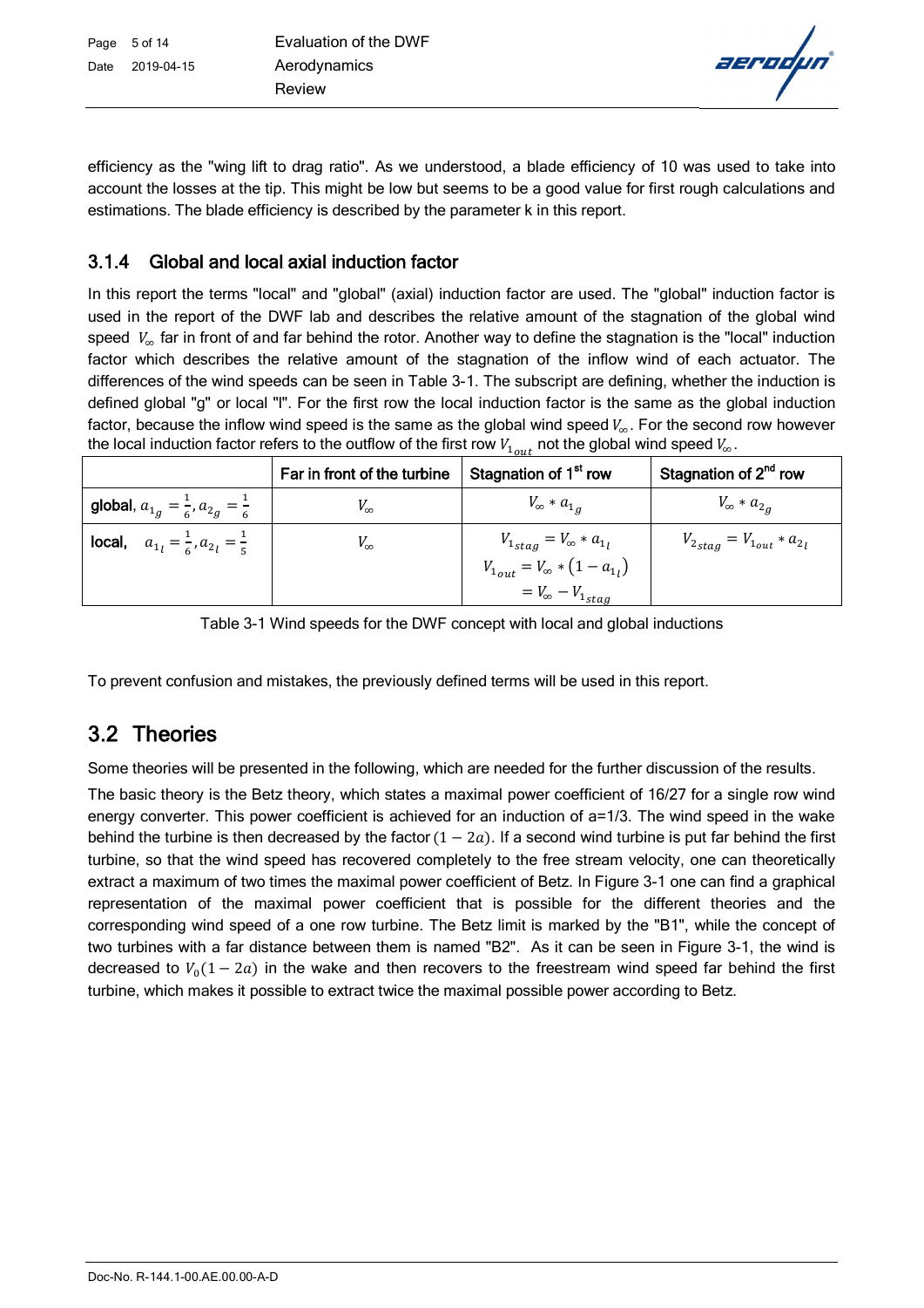efficiency as the "wing lift to drag ratio". As we understood, a blade efficiency of 10 was used to take into account the losses at the tip. This might be low but seems to be a good value for first rough calculations and estimations. The blade efficiency is described by the parameter k in this report.

### 3.1.4 Global and local axial induction factor

In this report the terms "local" and "global" (axial) induction factor are used. The "global" induction factor is used in the report of the DWF lab and describes the relative amount of the stagnation of the global wind speed $V_\infty$ far in front of and far behind the rotor. Another way to define the stagnation is the "local" induction factor which describes the relative amount of the stagnation of the inflow wind of each actuator. The differences of the wind speeds can be seen in Table 3-1. The subscript are defining, whether the induction is defined global "g" or local "l". For the first row the local induction factor is the same as the global induction factor, because the inflow wind speed is the same as the global wind speed $V_\infty$. For the second row however the local induction factor refers to the outflow of the first row $V_{1_{out}}$ not the global wind speed $V_\infty$.

| | Far in front of the turbine | Stagnation of 1st row | Stagnation of 2nd row |
|---|---|---|---|
| **global**, $a_{1_g} = \frac{1}{6}, a_{2_g} = \frac{1}{6}$ | $V_\infty$ | $V_\infty * a_{1_g}$ | $V_\infty * a_{2_g}$ |
| **local**, $a_{1_l} = \frac{1}{6}, a_{2_l} = \frac{1}{5}$ | $V_\infty$ | $V_{1_{stag}} = V_\infty * a_{1_l}$ <br> $V_{1_{out}} = V_\infty * (1 - a_{1_l})$ <br> $= V_\infty - V_{1_{stag}}$ | $V_{2_{stag}} = V_{1_{out}} * a_{2_l}$ |

Table 3-1 Wind speeds for the DWF concept with local and global inductions

To prevent confusion and mistakes, the previously defined terms will be used in this report.

## 3.2 Theories

Some theories will be presented in the following, which are needed for the further discussion of the results.

The basic theory is the Betz theory, which states a maximal power coefficient of 16/27 for a single row wind energy converter. This power coefficient is achieved for an induction of a=1/3. The wind speed in the wake behind the turbine is then decreased by the factor $(1 - 2a)$. If a second wind turbine is put far behind the first turbine, so that the wind speed has recovered completely to the free stream velocity, one can theoretically extract a maximum of two times the maximal power coefficient of Betz. In Figure 3-1 one can find a graphical representation of the maximal power coefficient that is possible for the different theories and the corresponding wind speed of a one row turbine. The Betz limit is marked by the "B1", while the concept of two turbines with a far distance between them is named "B2". As it can be seen in Figure 3-1, the wind is decreased to $V_0(1 - 2a)$ in the wake and then recovers to the freestream wind speed far behind the first turbine, which makes it possible to extract twice the maximal possible power according to Betz.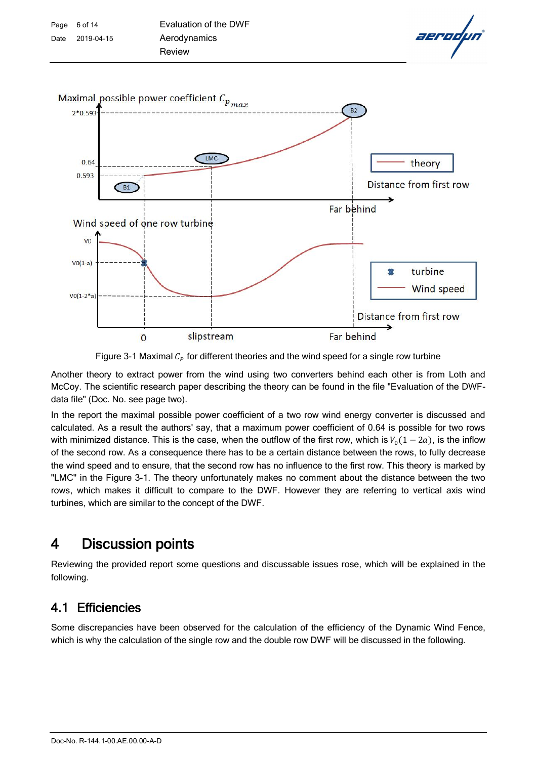Figure 3-1 Maximal $C_P$ for different theories and the wind speed for a single row turbine

Another theory to extract power from the wind using two converters behind each other is from Loth and McCoy. The scientific research paper describing the theory can be found in the file "Evaluation of the DWF-data file" (Doc. No. see page two).

In the report the maximal possible power coefficient of a two row wind energy converter is discussed and calculated. As a result the authors' say, that a maximum power coefficient of 0.64 is possible for two rows with minimized distance. This is the case, when the outflow of the first row, which is $V_0(1-2a)$, is the inflow of the second row. As a consequence there has to be a certain distance between the rows, to fully decrease the wind speed and to ensure, that the second row has no influence to the first row. This theory is marked by "LMC" in the Figure 3-1. The theory unfortunately makes no comment about the distance between the two rows, which makes it difficult to compare to the DWF. However they are referring to vertical axis wind turbines, which are similar to the concept of the DWF.

# 4 Discussion points

Reviewing the provided report some questions and discussable issues rose, which will be explained in the following.

## 4.1 Efficiencies

Some discrepancies have been observed for the calculation of the efficiency of the Dynamic Wind Fence, which is why the calculation of the single row and the double row DWF will be discussed in the following.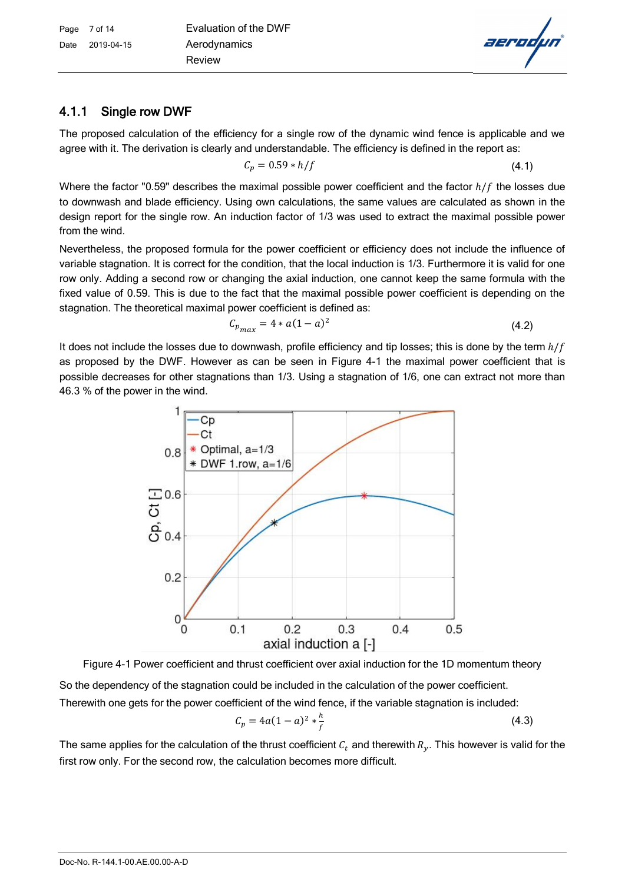### 4.1.1 Single row DWF

The proposed calculation of the efficiency for a single row of the dynamic wind fence is applicable and we agree with it. The derivation is clearly and understandable. The efficiency is defined in the report as:

$$C_p = 0.59 * h/f \tag{4.1}$$

Where the factor "0.59" describes the maximal possible power coefficient and the factor $h/f$ the losses due to downwash and blade efficiency. Using own calculations, the same values are calculated as shown in the design report for the single row. An induction factor of 1/3 was used to extract the maximal possible power from the wind.

Nevertheless, the proposed formula for the power coefficient or efficiency does not include the influence of variable stagnation. It is correct for the condition, that the local induction is 1/3. Furthermore it is valid for one row only. Adding a second row or changing the axial induction, one cannot keep the same formula with the fixed value of 0.59. This is due to the fact that the maximal possible power coefficient is depending on the stagnation. The theoretical maximal power coefficient is defined as:

$$C_{p_{max}} = 4 * a(1 - a)^2 \tag{4.2}$$

It does not include the losses due to downwash, profile efficiency and tip losses; this is done by the term $h/f$ as proposed by the DWF. However as can be seen in Figure 4-1 the maximal power coefficient that is possible decreases for other stagnations than 1/3. Using a stagnation of 1/6, one can extract not more than 46.3 % of the power in the wind.

Figure 4-1 Power coefficient and thrust coefficient over axial induction for the 1D momentum theory

So the dependency of the stagnation could be included in the calculation of the power coefficient.

Therewith one gets for the power coefficient of the wind fence, if the variable stagnation is included:

$$C_p = 4a(1 - a)^2 * \frac{h}{f} \tag{4.3}$$

The same applies for the calculation of the thrust coefficient $C_t$ and therewith $R_y$. This however is valid for the first row only. For the second row, the calculation becomes more difficult.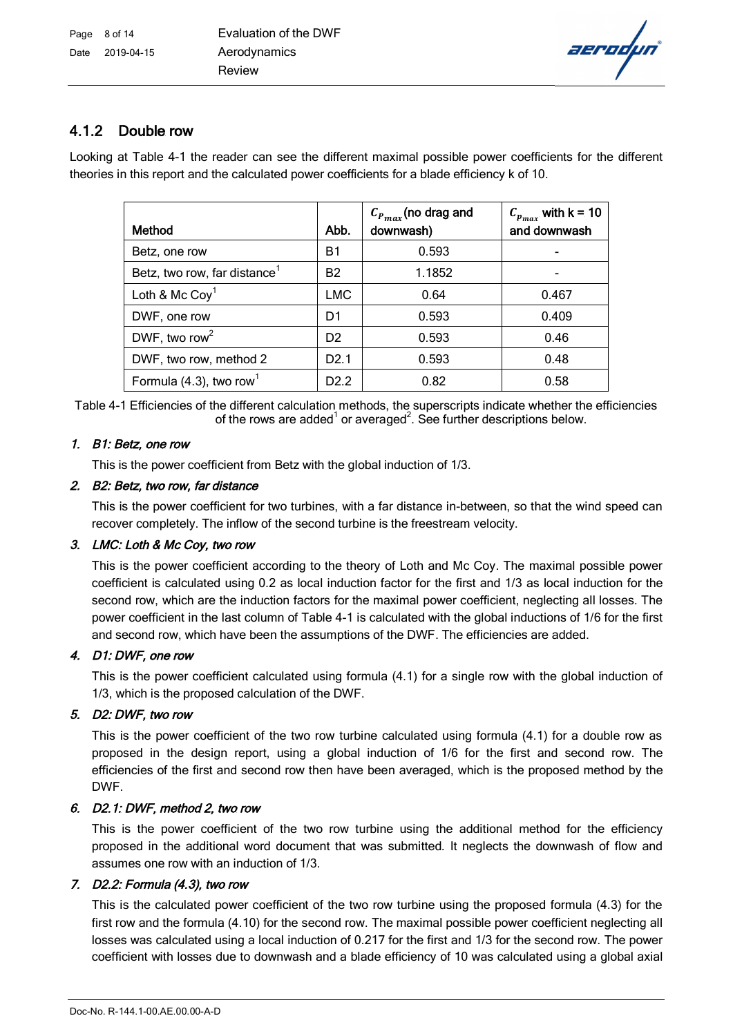### 4.1.2 Double row

Looking at Table 4-1 the reader can see the different maximal possible power coefficients for the different theories in this report and the calculated power coefficients for a blade efficiency k of 10.

| Method | Abb. | $C_{P_{max}}$ (no drag and downwash) | $C_{P_{max}}$ with k = 10 and downwash |
|---|---|---|---|
| Betz, one row | B1 | 0.593 | - |
| Betz, two row, far distance[1] | B2 | 1.1852 | - |
| Loth & Mc Coy[1] | LMC | 0.64 | 0.467 |
| DWF, one row | D1 | 0.593 | 0.409 |
| DWF, two row[2] | D2 | 0.593 | 0.46 |
| DWF, two row, method 2 | D2.1 | 0.593 | 0.48 |
| Formula (4.3), two row[1] | D2.2 | 0.82 | 0.58 |

Table 4-1 Efficiencies of the different calculation methods, the superscripts indicate whether the efficiencies of the rows are added[1] or averaged[2]. See further descriptions below.

1. ***B1: Betz, one row***

   This is the power coefficient from Betz with the global induction of 1/3.

2. ***B2: Betz, two row, far distance***

   This is the power coefficient for two turbines, with a far distance in-between, so that the wind speed can recover completely. The inflow of the second turbine is the freestream velocity.

3. ***LMC: Loth & Mc Coy, two row***

   This is the power coefficient according to the theory of Loth and Mc Coy. The maximal possible power coefficient is calculated using 0.2 as local induction factor for the first and 1/3 as local induction for the second row, which are the induction factors for the maximal power coefficient, neglecting all losses. The power coefficient in the last column of Table 4-1 is calculated with the global inductions of 1/6 for the first and second row, which have been the assumptions of the DWF. The efficiencies are added.

4. ***D1: DWF, one row***

   This is the power coefficient calculated using formula (4.1) for a single row with the global induction of 1/3, which is the proposed calculation of the DWF.

5. ***D2: DWF, two row***

   This is the power coefficient of the two row turbine calculated using formula (4.1) for a double row as proposed in the design report, using a global induction of 1/6 for the first and second row. The efficiencies of the first and second row then have been averaged, which is the proposed method by the DWF.

6. ***D2.1: DWF, method 2, two row***

   This is the power coefficient of the two row turbine using the additional method for the efficiency proposed in the additional word document that was submitted. It neglects the downwash of flow and assumes one row with an induction of 1/3.

7. ***D2.2: Formula (4.3), two row***

   This is the calculated power coefficient of the two row turbine using the proposed formula (4.3) for the first row and the formula (4.10) for the second row. The maximal possible power coefficient neglecting all losses was calculated using a local induction of 0.217 for the first and 1/3 for the second row. The power coefficient with losses due to downwash and a blade efficiency of 10 was calculated using a global axial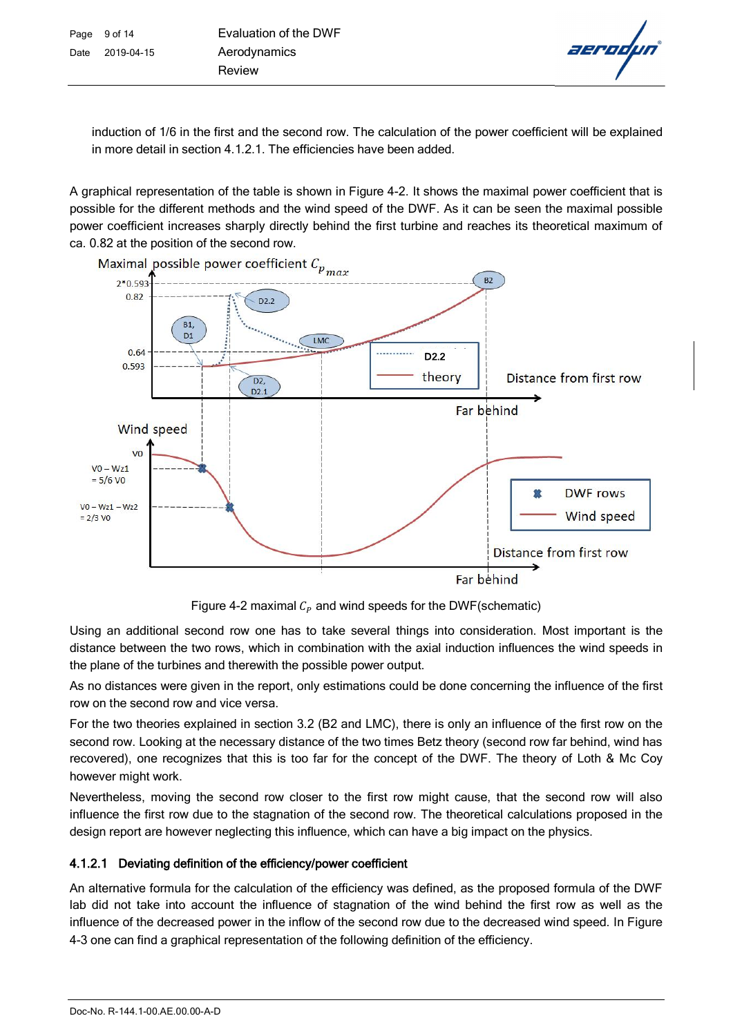induction of 1/6 in the first and the second row. The calculation of the power coefficient will be explained in more detail in section 4.1.2.1. The efficiencies have been added.

A graphical representation of the table is shown in Figure 4-2. It shows the maximal power coefficient that is possible for the different methods and the wind speed of the DWF. As it can be seen the maximal possible power coefficient increases sharply directly behind the first turbine and reaches its theoretical maximum of ca. 0.82 at the position of the second row.

Figure 4-2 maximal $C_p$ and wind speeds for the DWF(schematic)

Using an additional second row one has to take several things into consideration. Most important is the distance between the two rows, which in combination with the axial induction influences the wind speeds in the plane of the turbines and therewith the possible power output.

As no distances were given in the report, only estimations could be done concerning the influence of the first row on the second row and vice versa.

For the two theories explained in section 3.2 (B2 and LMC), there is only an influence of the first row on the second row. Looking at the necessary distance of the two times Betz theory (second row far behind, wind has recovered), one recognizes that this is too far for the concept of the DWF. The theory of Loth & Mc Coy however might work.

Nevertheless, moving the second row closer to the first row might cause, that the second row will also influence the first row due to the stagnation of the second row. The theoretical calculations proposed in the design report are however neglecting this influence, which can have a big impact on the physics.

### 4.1.2.1 Deviating definition of the efficiency/power coefficient

An alternative formula for the calculation of the efficiency was defined, as the proposed formula of the DWF lab did not take into account the influence of stagnation of the wind behind the first row as well as the influence of the decreased power in the inflow of the second row due to the decreased wind speed. In Figure 4-3 one can find a graphical representation of the following definition of the efficiency.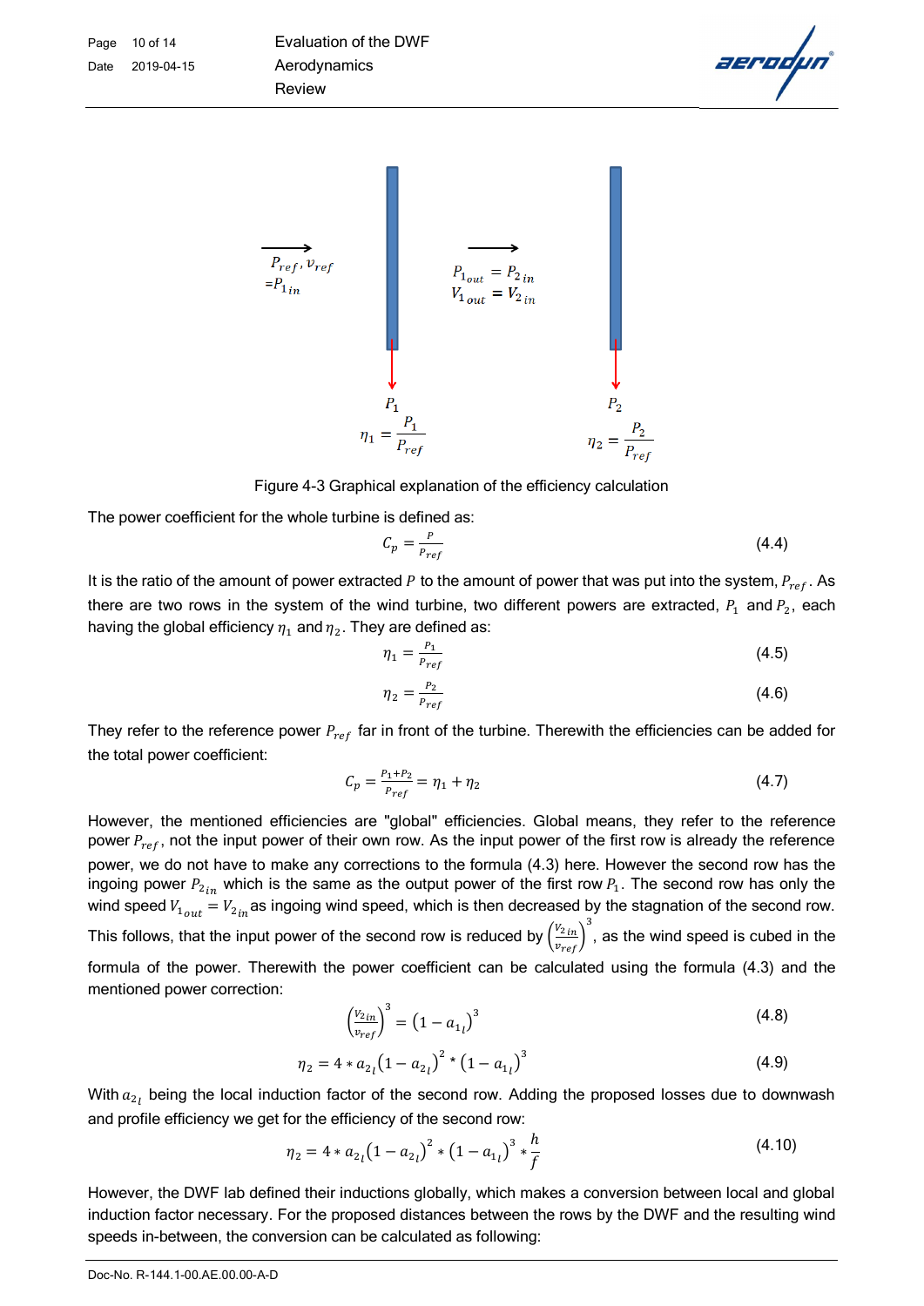Figure 4-3 Graphical explanation of the efficiency calculation

The power coefficient for the whole turbine is defined as:

$$C_p = \frac{P}{P_{ref}} \tag{4.4}$$

It is the ratio of the amount of power extracted $P$ to the amount of power that was put into the system, $P_{ref}$. As there are two rows in the system of the wind turbine, two different powers are extracted, $P_1$ and $P_2$, each having the global efficiency $\eta_1$ and $\eta_2$. They are defined as:

$$\eta_1 = \frac{P_1}{P_{ref}} \tag{4.5}$$

$$\eta_2 = \frac{P_2}{P_{ref}} \tag{4.6}$$

They refer to the reference power $P_{ref}$ far in front of the turbine. Therewith the efficiencies can be added for the total power coefficient:

$$C_p = \frac{P_1 + P_2}{P_{ref}} = \eta_1 + \eta_2 \tag{4.7}$$

However, the mentioned efficiencies are "global" efficiencies. Global means, they refer to the reference power $P_{ref}$, not the input power of their own row. As the input power of the first row is already the reference power, we do not have to make any corrections to the formula (4.3) here. However the second row has the ingoing power $P_{2_{in}}$ which is the same as the output power of the first row $P_1$. The second row has only the wind speed $V_{1_{out}} = V_{2_{in}}$ as ingoing wind speed, which is then decreased by the stagnation of the second row. This follows, that the input power of the second row is reduced by $\left(\frac{V_{2\,in}}{v_{ref}}\right)^3$, as the wind speed is cubed in the formula of the power. Therewith the power coefficient can be calculated using the formula (4.3) and the mentioned power correction:

$$\left(\frac{V_{2\,in}}{v_{ref}}\right)^3 = \left(1 - a_{1_l}\right)^3 \tag{4.8}$$

$$\eta_2 = 4 * a_{2_l}\left(1 - a_{2_l}\right)^2 * \left(1 - a_{1_l}\right)^3 \tag{4.9}$$

With $a_{2_l}$ being the local induction factor of the second row. Adding the proposed losses due to downwash and profile efficiency we get for the efficiency of the second row:

$$\eta_2 = 4 * a_{2_l}\left(1 - a_{2_l}\right)^2 * \left(1 - a_{1_l}\right)^3 * \frac{h}{f} \tag{4.10}$$

However, the DWF lab defined their inductions globally, which makes a conversion between local and global induction factor necessary. For the proposed distances between the rows by the DWF and the resulting wind speeds in-between, the conversion can be calculated as following: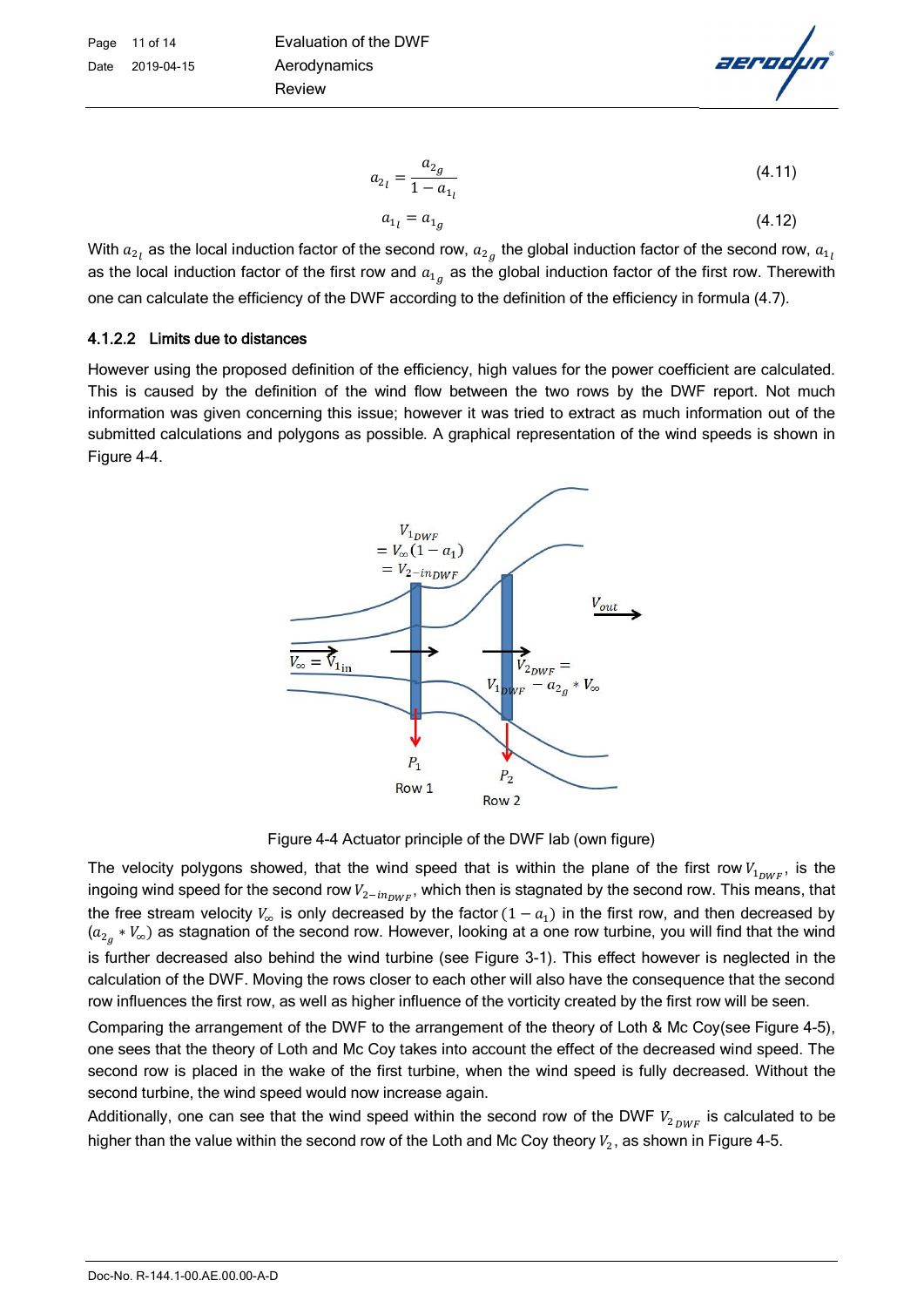$$a_{2_l} = \frac{a_{2_g}}{1 - a_{1_l}} \tag{4.11}$$

$$a_{1_l} = a_{1_g} \tag{4.12}$$

With $a_{2_l}$ as the local induction factor of the second row, $a_{2_g}$ the global induction factor of the second row, $a_{1_l}$ as the local induction factor of the first row and $a_{1_g}$ as the global induction factor of the first row. Therewith one can calculate the efficiency of the DWF according to the definition of the efficiency in formula (4.7).

#### 4.1.2.2 Limits due to distances

However using the proposed definition of the efficiency, high values for the power coefficient are calculated. This is caused by the definition of the wind flow between the two rows by the DWF report. Not much information was given concerning this issue; however it was tried to extract as much information out of the submitted calculations and polygons as possible. A graphical representation of the wind speeds is shown in Figure 4-4.

Figure 4-4 Actuator principle of the DWF lab (own figure)

The velocity polygons showed, that the wind speed that is within the plane of the first row $V_{1_{DWF}}$, is the ingoing wind speed for the second row $V_{2-in_{DWF}}$, which then is stagnated by the second row. This means, that the free stream velocity $V_\infty$ is only decreased by the factor $(1 - a_1)$ in the first row, and then decreased by $(a_{2_g} * V_\infty)$ as stagnation of the second row. However, looking at a one row turbine, you will find that the wind is further decreased also behind the wind turbine (see Figure 3-1). This effect however is neglected in the calculation of the DWF. Moving the rows closer to each other will also have the consequence that the second row influences the first row, as well as higher influence of the vorticity created by the first row will be seen.

Comparing the arrangement of the DWF to the arrangement of the theory of Loth & Mc Coy(see Figure 4-5), one sees that the theory of Loth and Mc Coy takes into account the effect of the decreased wind speed. The second row is placed in the wake of the first turbine, when the wind speed is fully decreased. Without the second turbine, the wind speed would now increase again.

Additionally, one can see that the wind speed within the second row of the DWF $V_{2_{DWF}}$ is calculated to be higher than the value within the second row of the Loth and Mc Coy theory $V_2$, as shown in Figure 4-5.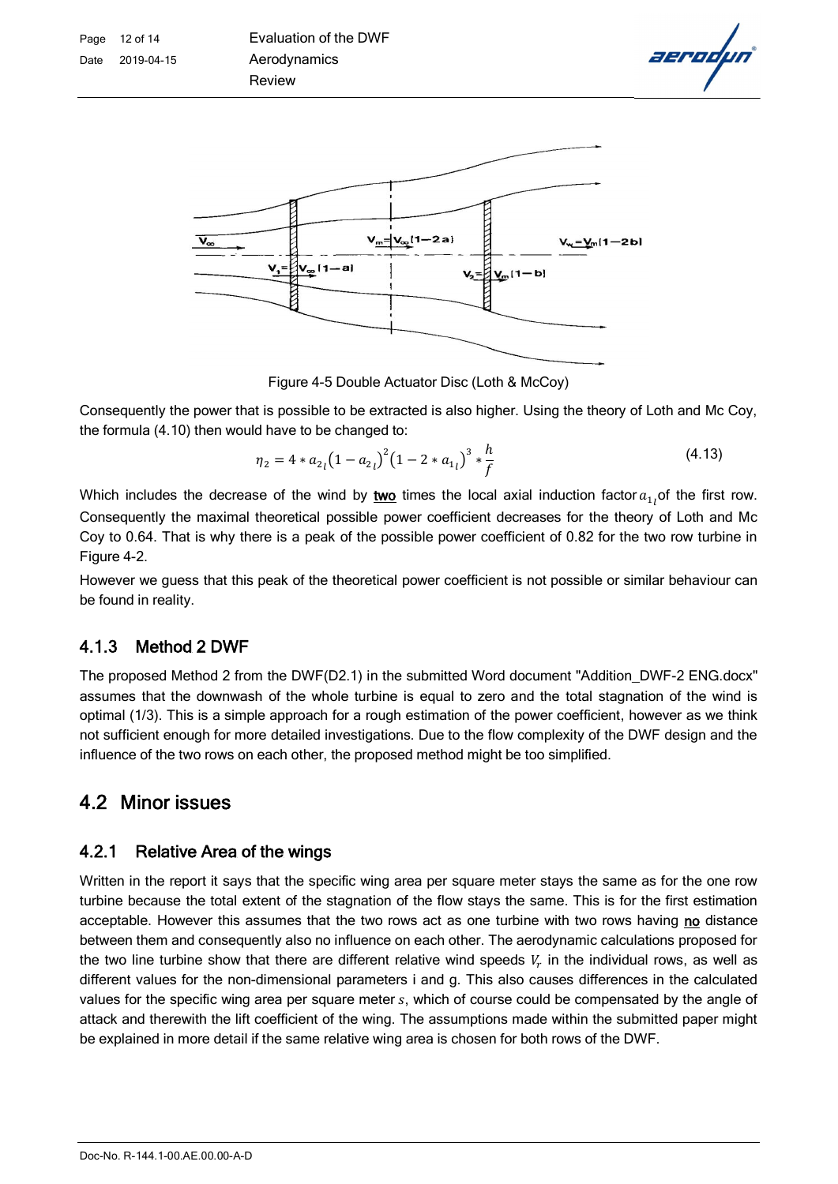Figure 4-5 Double Actuator Disc (Loth & McCoy)

Consequently the power that is possible to be extracted is also higher. Using the theory of Loth and Mc Coy, the formula (4.10) then would have to be changed to:

$$\eta_2 = 4 * a_{2_l}\left(1 - a_{2_l}\right)^2\left(1 - 2 * a_{1_l}\right)^3 * \frac{h}{f} \tag{4.13}$$

Which includes the decrease of the wind by **two** times the local axial induction factor $a_{1_l}$ of the first row. Consequently the maximal theoretical possible power coefficient decreases for the theory of Loth and Mc Coy to 0.64. That is why there is a peak of the possible power coefficient of 0.82 for the two row turbine in Figure 4-2.

However we guess that this peak of the theoretical power coefficient is not possible or similar behaviour can be found in reality.

### 4.1.3 Method 2 DWF

The proposed Method 2 from the DWF(D2.1) in the submitted Word document "Addition_DWF-2 ENG.docx" assumes that the downwash of the whole turbine is equal to zero and the total stagnation of the wind is optimal (1/3). This is a simple approach for a rough estimation of the power coefficient, however as we think not sufficient enough for more detailed investigations. Due to the flow complexity of the DWF design and the influence of the two rows on each other, the proposed method might be too simplified.

## 4.2 Minor issues

### 4.2.1 Relative Area of the wings

Written in the report it says that the specific wing area per square meter stays the same as for the one row turbine because the total extent of the stagnation of the flow stays the same. This is for the first estimation acceptable. However this assumes that the two rows act as one turbine with two rows having **no** distance between them and consequently also no influence on each other. The aerodynamic calculations proposed for the two line turbine show that there are different relative wind speeds $V_r$ in the individual rows, as well as different values for the non-dimensional parameters i and g. This also causes differences in the calculated values for the specific wing area per square meter $s$, which of course could be compensated by the angle of attack and therewith the lift coefficient of the wing. The assumptions made within the submitted paper might be explained in more detail if the same relative wing area is chosen for both rows of the DWF.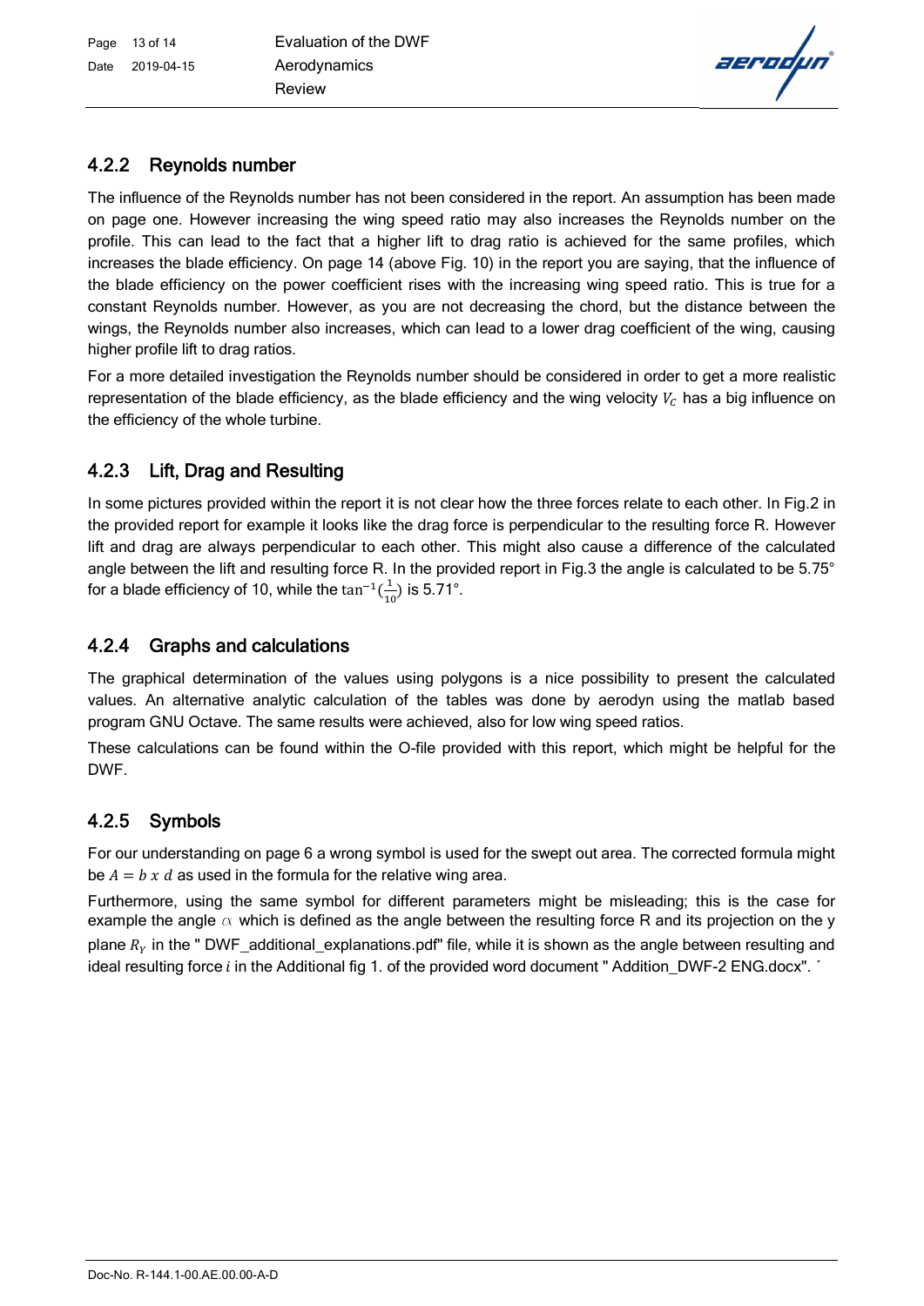### 4.2.2 Reynolds number

The influence of the Reynolds number has not been considered in the report. An assumption has been made on page one. However increasing the wing speed ratio may also increases the Reynolds number on the profile. This can lead to the fact that a higher lift to drag ratio is achieved for the same profiles, which increases the blade efficiency. On page 14 (above Fig. 10) in the report you are saying, that the influence of the blade efficiency on the power coefficient rises with the increasing wing speed ratio. This is true for a constant Reynolds number. However, as you are not decreasing the chord, but the distance between the wings, the Reynolds number also increases, which can lead to a lower drag coefficient of the wing, causing higher profile lift to drag ratios.

For a more detailed investigation the Reynolds number should be considered in order to get a more realistic representation of the blade efficiency, as the blade efficiency and the wing velocity $V_c$ has a big influence on the efficiency of the whole turbine.

### 4.2.3 Lift, Drag and Resulting

In some pictures provided within the report it is not clear how the three forces relate to each other. In Fig.2 in the provided report for example it looks like the drag force is perpendicular to the resulting force R. However lift and drag are always perpendicular to each other. This might also cause a difference of the calculated angle between the lift and resulting force R. In the provided report in Fig.3 the angle is calculated to be 5.75° for a blade efficiency of 10, while the $\tan^{-1}(\frac{1}{10})$ is 5.71°.

### 4.2.4 Graphs and calculations

The graphical determination of the values using polygons is a nice possibility to present the calculated values. An alternative analytic calculation of the tables was done by aerodyn using the matlab based program GNU Octave. The same results were achieved, also for low wing speed ratios.

These calculations can be found within the O-file provided with this report, which might be helpful for the DWF.

### 4.2.5 Symbols

For our understanding on page 6 a wrong symbol is used for the swept out area. The corrected formula might be $A = b\ x\ d$ as used in the formula for the relative wing area.

Furthermore, using the same symbol for different parameters might be misleading; this is the case for example the angle $\alpha$ which is defined as the angle between the resulting force R and its projection on the y plane $R_Y$ in the " DWF_additional_explanations.pdf" file, while it is shown as the angle between resulting and ideal resulting force $i$ in the Additional fig 1. of the provided word document " Addition_DWF-2 ENG.docx". ´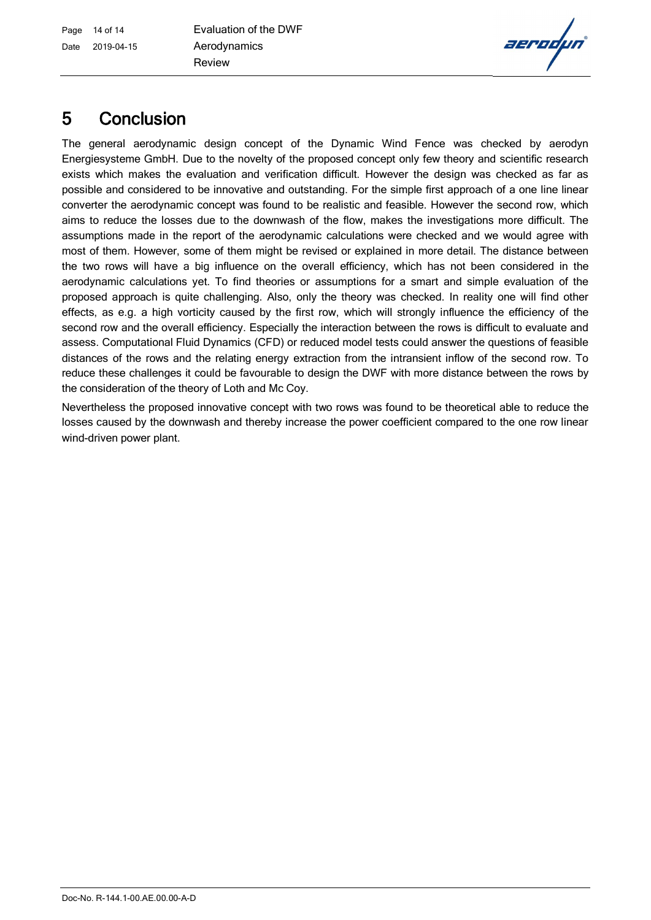# 5 Conclusion

The general aerodynamic design concept of the Dynamic Wind Fence was checked by aerodyn Energiesysteme GmbH. Due to the novelty of the proposed concept only few theory and scientific research exists which makes the evaluation and verification difficult. However the design was checked as far as possible and considered to be innovative and outstanding. For the simple first approach of a one line linear converter the aerodynamic concept was found to be realistic and feasible. However the second row, which aims to reduce the losses due to the downwash of the flow, makes the investigations more difficult. The assumptions made in the report of the aerodynamic calculations were checked and we would agree with most of them. However, some of them might be revised or explained in more detail. The distance between the two rows will have a big influence on the overall efficiency, which has not been considered in the aerodynamic calculations yet. To find theories or assumptions for a smart and simple evaluation of the proposed approach is quite challenging. Also, only the theory was checked. In reality one will find other effects, as e.g. a high vorticity caused by the first row, which will strongly influence the efficiency of the second row and the overall efficiency. Especially the interaction between the rows is difficult to evaluate and assess. Computational Fluid Dynamics (CFD) or reduced model tests could answer the questions of feasible distances of the rows and the relating energy extraction from the intransient inflow of the second row. To reduce these challenges it could be favourable to design the DWF with more distance between the rows by the consideration of the theory of Loth and Mc Coy.

Nevertheless the proposed innovative concept with two rows was found to be theoretical able to reduce the losses caused by the downwash and thereby increase the power coefficient compared to the one row linear wind-driven power plant.